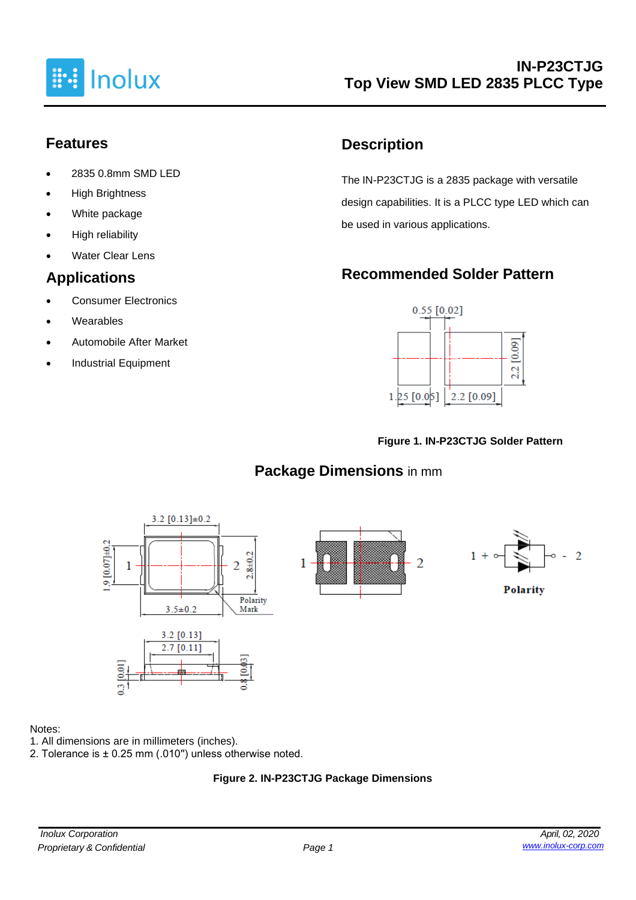# IN-P23CTJG
# Top View SMD LED 2835 PLCC Type

## Features

- 2835 0.8mm SMD LED
- High Brightness
- White package
- High reliability
- Water Clear Lens

## Applications

- Consumer Electronics
- Wearables
- Automobile After Market
- Industrial Equipment

## Description

The IN-P23CTJG is a 2835 package with versatile design capabilities. It is a PLCC type LED which can be used in various applications.

## Recommended Solder Pattern

**Figure 1. IN-P23CTJG Solder Pattern**

## Package Dimensions in mm

Notes:
1. All dimensions are in millimeters (inches).
2. Tolerance is ± 0.25 mm (.010″) unless otherwise noted.

**Figure 2. IN-P23CTJG Package Dimensions**

*Inolux Corporation*
*Proprietary & Confidential*

*April, 02, 2020*
*www.inolux-corp.com*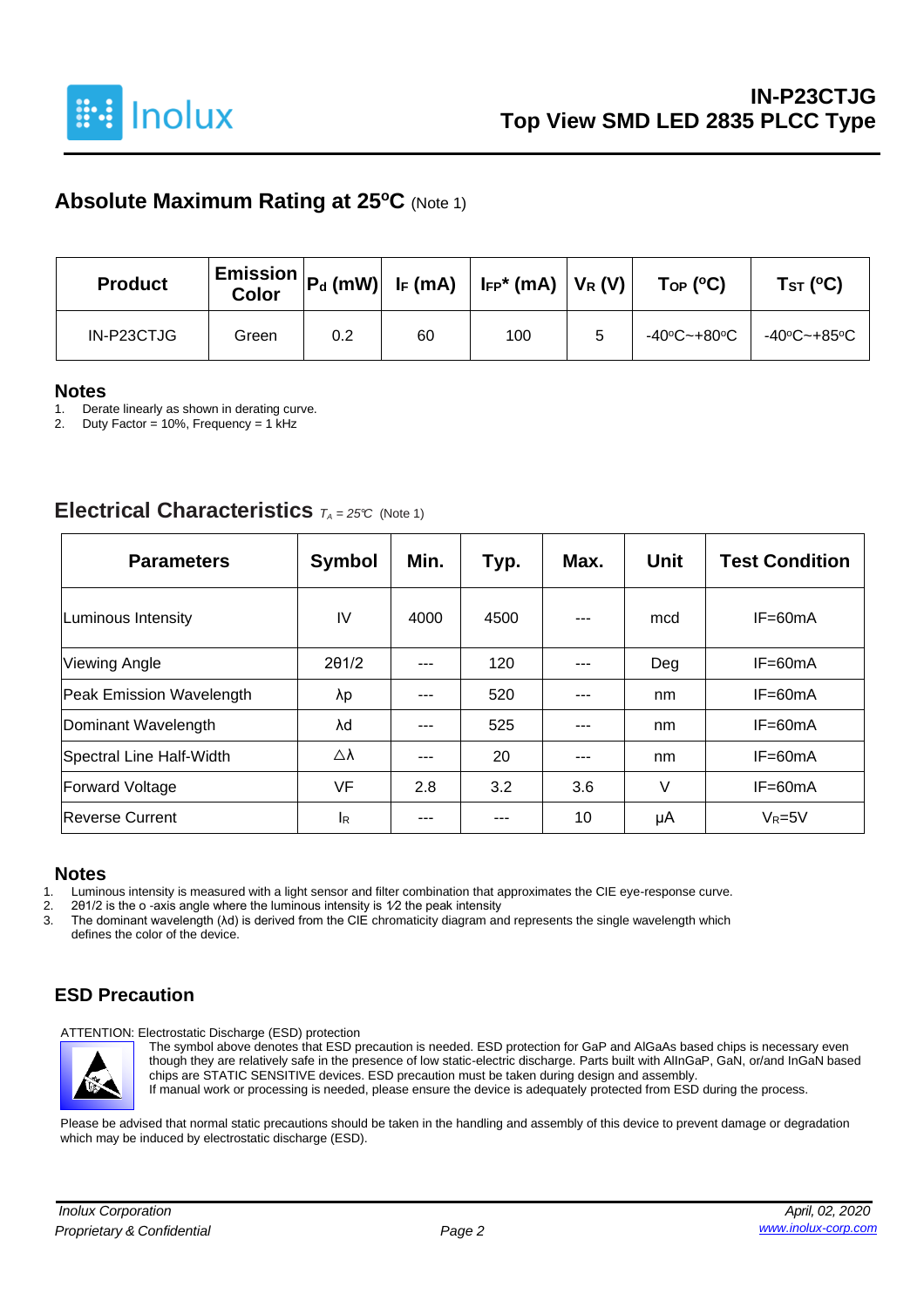## Absolute Maximum Rating at 25ºC (Note 1)

| Product | Emission Color | $P_d$ (mW) | $I_F$ (mA) | $I_{FP}$* (mA) | $V_R$ (V) | $T_{OP}$ (ºC) | $T_{ST}$ (ºC) |
|---|---|---|---|---|---|---|---|
| IN-P23CTJG | Green | 0.2 | 60 | 100 | 5 | -40ºC~+80ºC | -40ºC~+85ºC |

### Notes

1. Derate linearly as shown in derating curve.
2. Duty Factor = 10%, Frequency = 1 kHz

## Electrical Characteristics $T_A = 25℃$ (Note 1)

| Parameters | Symbol | Min. | Typ. | Max. | Unit | Test Condition |
|---|---|---|---|---|---|---|
| Luminous Intensity | IV | 4000 | 4500 | --- | mcd | IF=60mA |
| Viewing Angle | 2θ1/2 | --- | 120 | --- | Deg | IF=60mA |
| Peak Emission Wavelength | λp | --- | 520 | --- | nm | IF=60mA |
| Dominant Wavelength | λd | --- | 525 | --- | nm | IF=60mA |
| Spectral Line Half-Width | △λ | --- | 20 | --- | nm | IF=60mA |
| Forward Voltage | VF | 2.8 | 3.2 | 3.6 | V | IF=60mA |
| Reverse Current | $I_R$ | --- | --- | 10 | μA | $V_R$=5V |

### Notes

1. Luminous intensity is measured with a light sensor and filter combination that approximates the CIE eye-response curve.
2. 2θ1/2 is the o -axis angle where the luminous intensity is 1⁄2 the peak intensity
3. The dominant wavelength (λd) is derived from the CIE chromaticity diagram and represents the single wavelength which defines the color of the device.

## ESD Precaution

ATTENTION: Electrostatic Discharge (ESD) protection

The symbol above denotes that ESD precaution is needed. ESD protection for GaP and AlGaAs based chips is necessary even though they are relatively safe in the presence of low static-electric discharge. Parts built with AlInGaP, GaN, or/and InGaN based chips are STATIC SENSITIVE devices. ESD precaution must be taken during design and assembly.
If manual work or processing is needed, please ensure the device is adequately protected from ESD during the process.

Please be advised that normal static precautions should be taken in the handling and assembly of this device to prevent damage or degradation which may be induced by electrostatic discharge (ESD).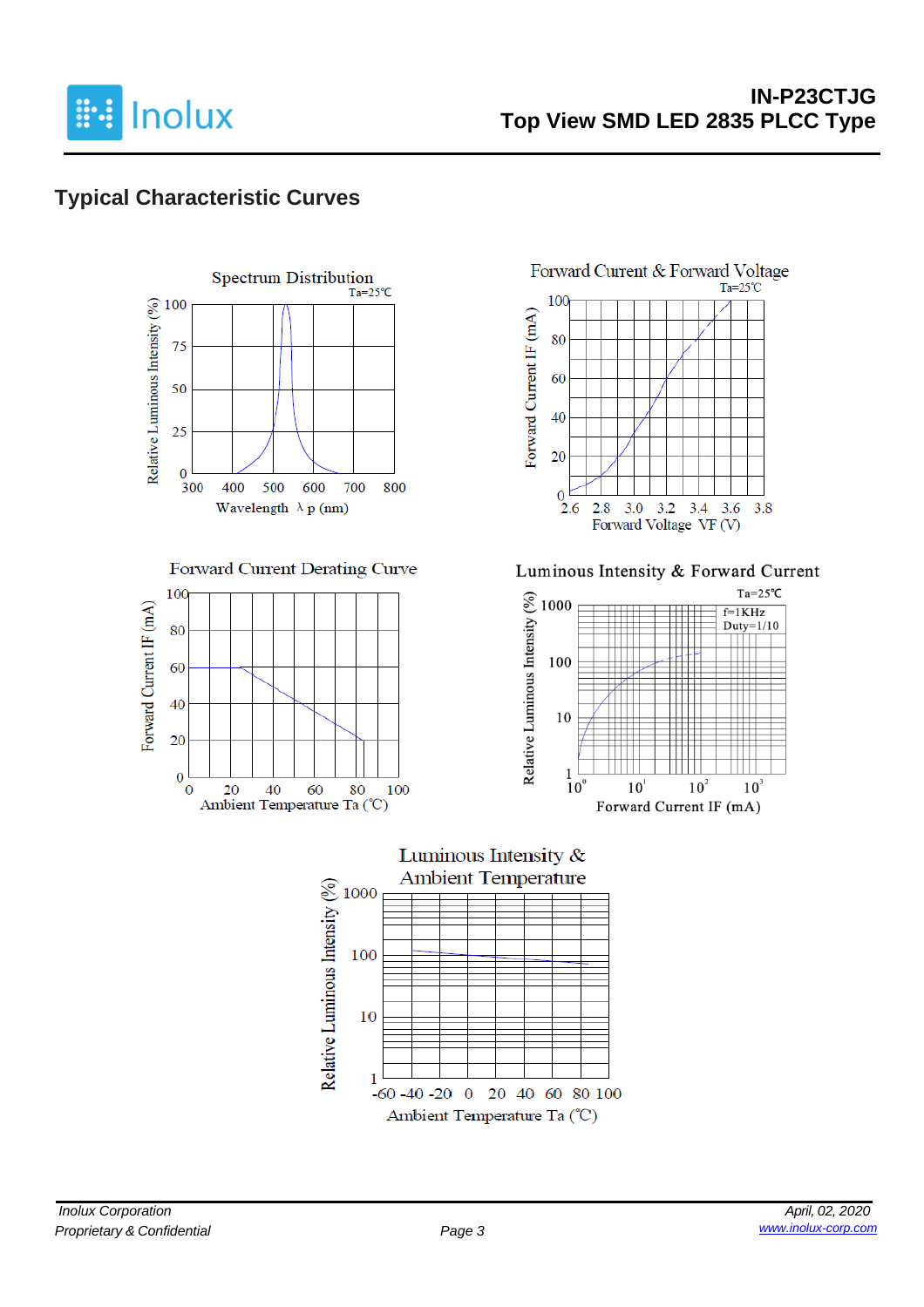## Typical Characteristic Curves

Spectrum Distribution

Ta=25℃

Relative Luminous Intensity (%)

Wavelength λ p (nm)

Forward Current & Forward Voltage

Ta=25℃

Forward Current IF (mA)

Forward Voltage VF (V)

Forward Current Derating Curve

Forward Current IF (mA)

Ambient Temperature Ta (℃)

Luminous Intensity & Forward Current

Ta=25℃

f=1KHz
Duty=1/10

Relative Luminous Intensity (%)

Forward Current IF (mA)

Luminous Intensity & Ambient Temperature

Relative Luminous Intensity (%)

Ambient Temperature Ta (℃)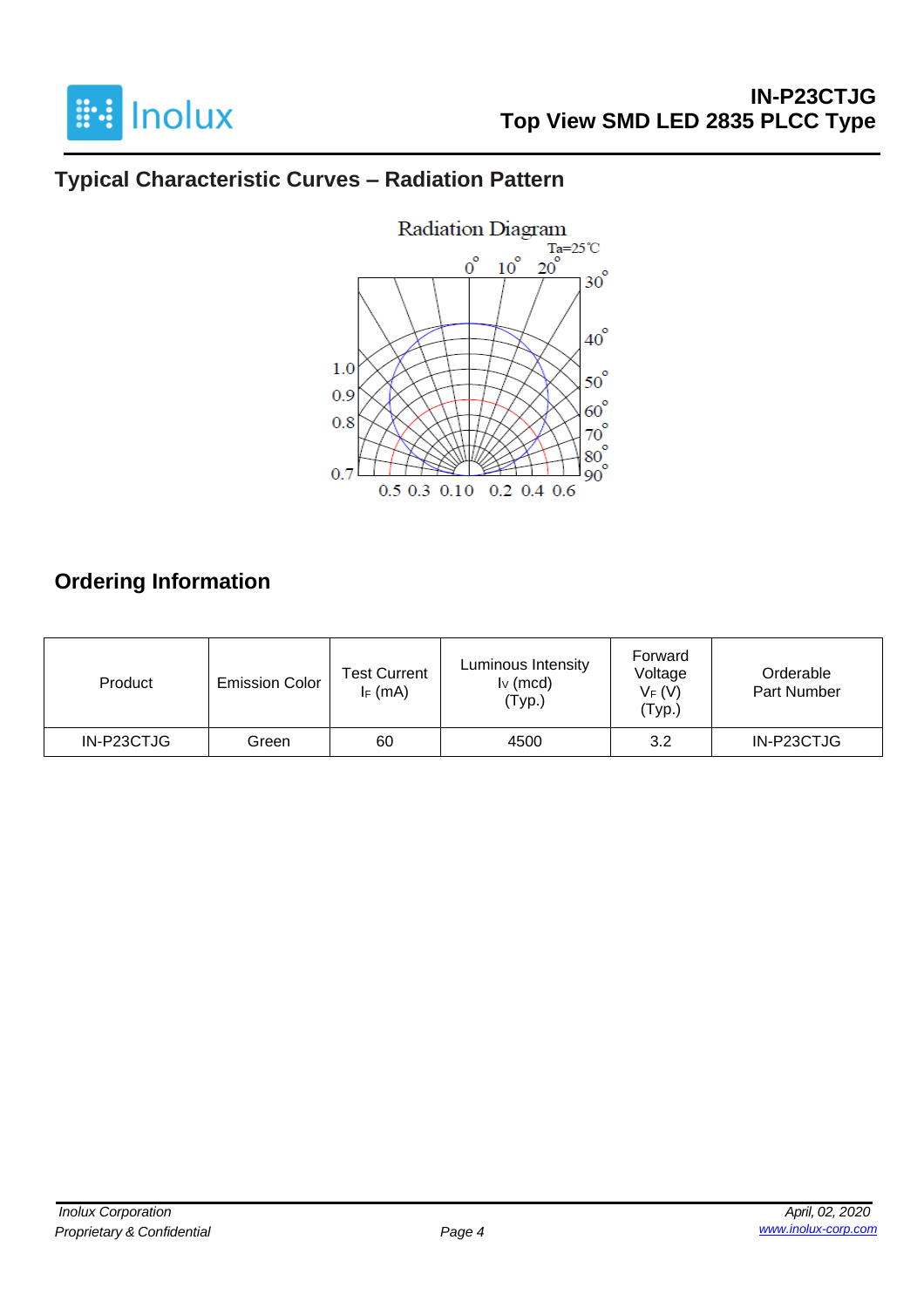## Typical Characteristic Curves – Radiation Pattern

Radiation Diagram

Ta=25℃

## Ordering Information

| Product | Emission Color | Test Current $I_F$ (mA) | Luminous Intensity $I_V$ (mcd) (Typ.) | Forward Voltage $V_F$ (V) (Typ.) | Orderable Part Number |
|---|---|---|---|---|---|
| IN-P23CTJG | Green | 60 | 4500 | 3.2 | IN-P23CTJG |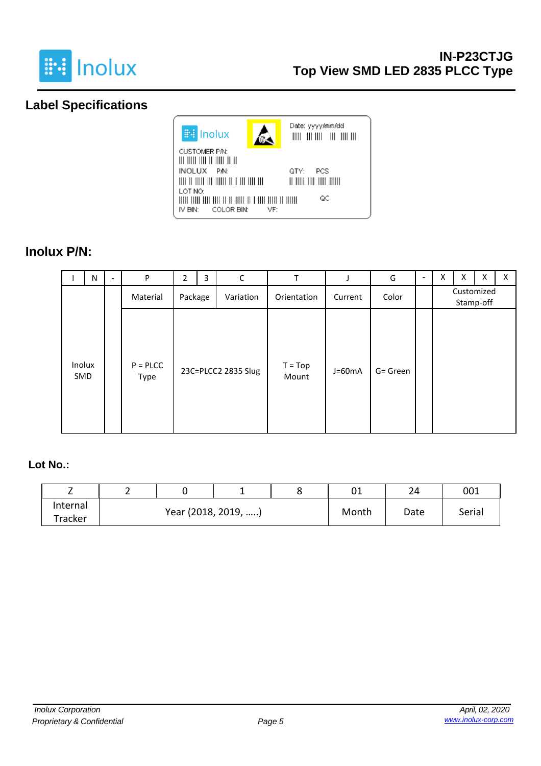## Label Specifications

Inolux

Date: yyyy/mm/dd

CUSTOMER P/N:

INOLUX P/N:

QTY: PCS

LOT NO:

QC

IV BIN: COLOR BIN: VF:

## Inolux P/N:

| I | N | - | P | 2 | 3 | C | T | J | G | - | X | X | X | X |
|---|---|---|---|---|---|---|---|---|---|---|---|---|---|---|
| | | | Material | Package | | Variation | Orientation | Current | Color | | Customized Stamp-off | | | |
| Inolux SMD | | | P = PLCC Type | 23C=PLCC2 2835 Slug | | | T = Top Mount | J=60mA | G= Green | | | | | |

## Lot No.:

| Z | 2 | 0 | 1 | 8 | 01 | 24 | 001 |
|---|---|---|---|---|---|---|---|
| Internal Tracker | Year (2018, 2019, .....) | | | | Month | Date | Serial |

*Inolux Corporation*
*Proprietary & Confidential*

*April, 02, 2020*
*www.inolux-corp.com*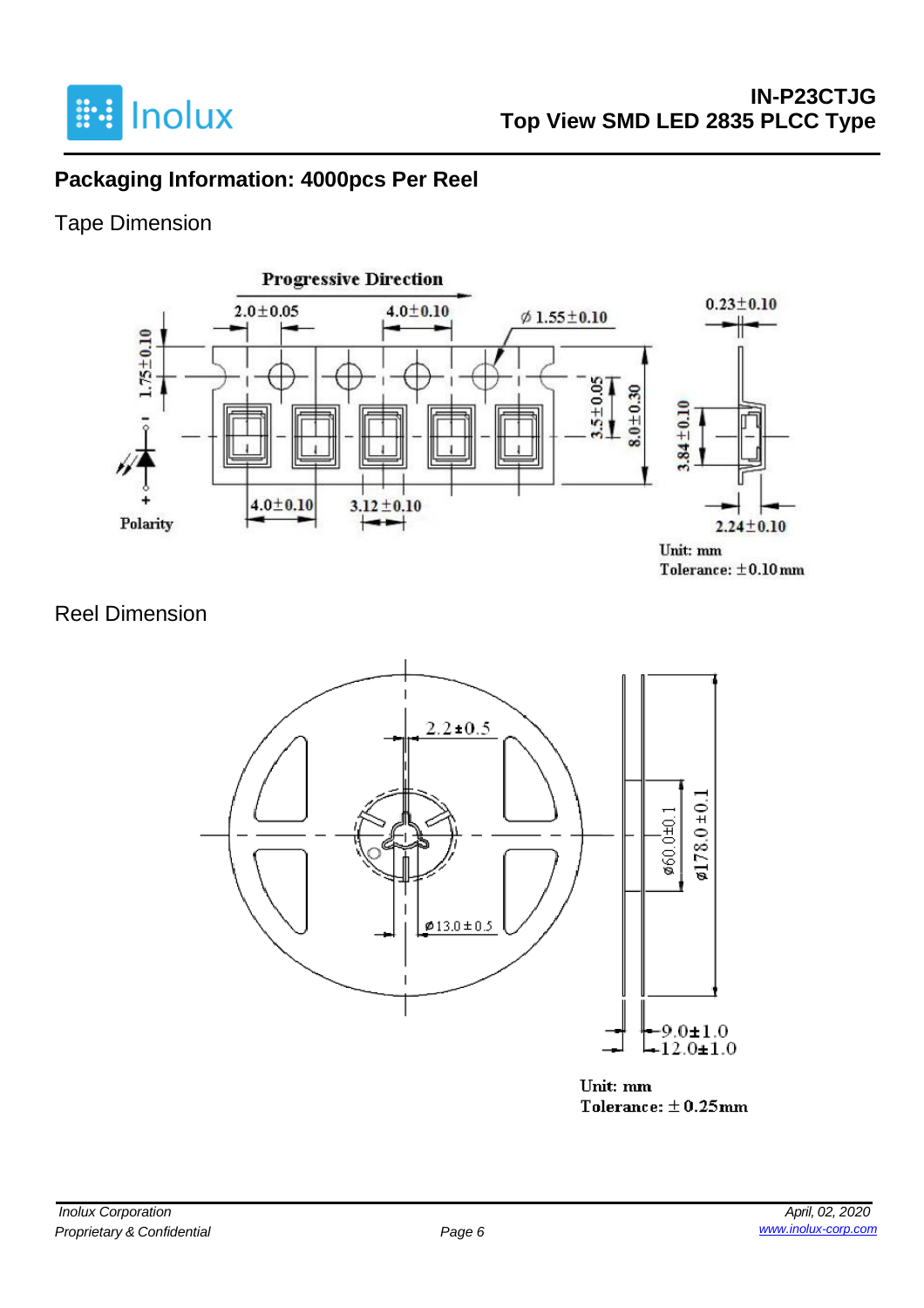## Packaging Information: 4000pcs Per Reel

### Tape Dimension

Progressive Direction

2.0±0.05 4.0±0.10 ∅1.55±0.10 0.23±0.10

1.75±0.10 3.5±0.05 8.0±0.30 3.84±0.10

Polarity 4.0±0.10 3.12±0.10 2.24±0.10

Unit: mm
Tolerance: ±0.10mm

### Reel Dimension

2.2±0.5 ∅13.0±0.5 ∅60.0±0.1 ∅178.0±0.1

9.0±1.0
12.0±1.0

Unit: mm
Tolerance: ±0.25mm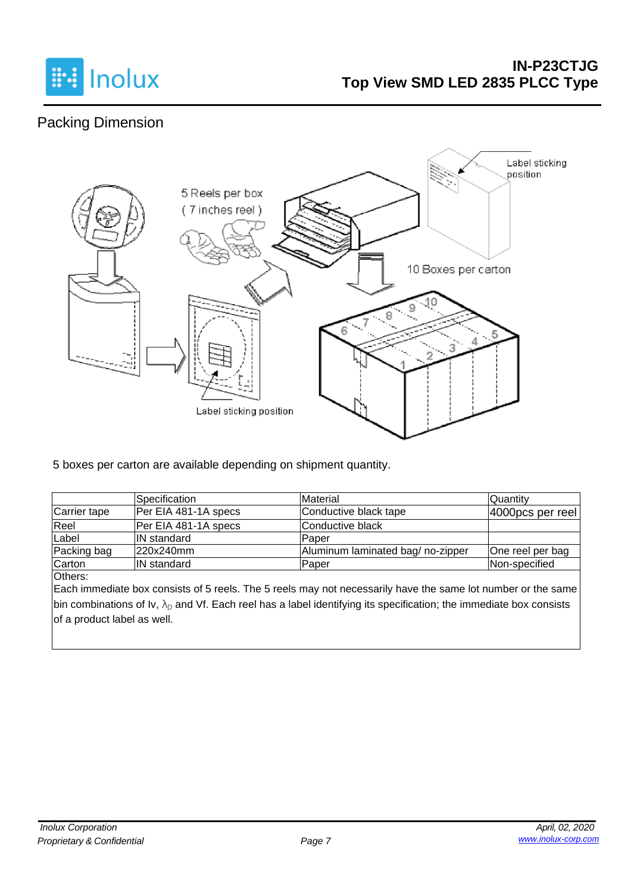## Packing Dimension

5 Reels per box
( 7 inches reel )

Label sticking position

10 Boxes per carton

Label sticking position

5 boxes per carton are available depending on shipment quantity.

| | Specification | Material | Quantity |
|---|---|---|---|
| Carrier tape | Per EIA 481-1A specs | Conductive black tape | 4000pcs per reel |
| Reel | Per EIA 481-1A specs | Conductive black | |
| Label | IN standard | Paper | |
| Packing bag | 220x240mm | Aluminum laminated bag/ no-zipper | One reel per bag |
| Carton | IN standard | Paper | Non-specified |

Others:
Each immediate box consists of 5 reels. The 5 reels may not necessarily have the same lot number or the same bin combinations of Iv, $\lambda_D$ and Vf. Each reel has a label identifying its specification; the immediate box consists of a product label as well.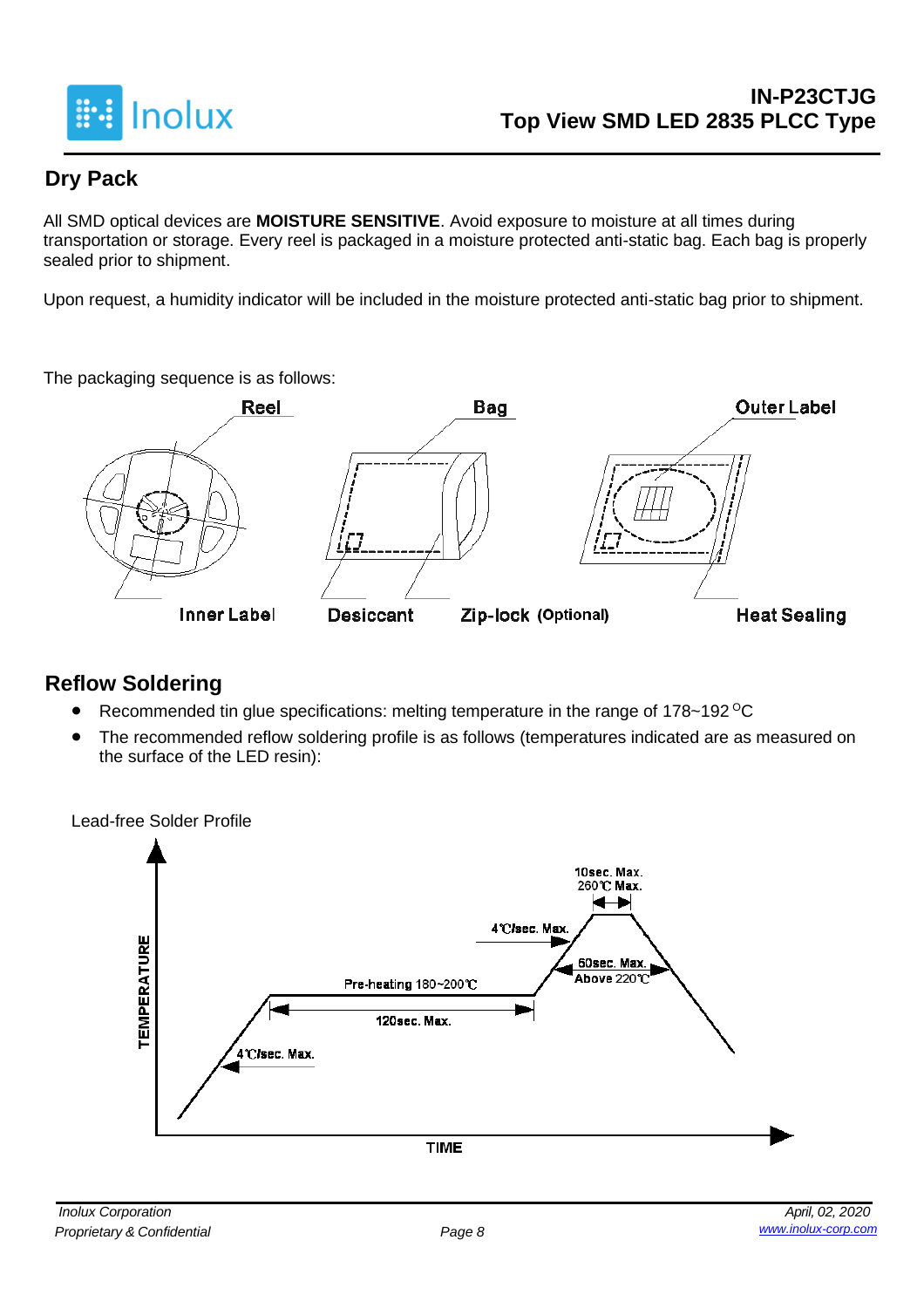## Dry Pack

All SMD optical devices are **MOISTURE SENSITIVE**. Avoid exposure to moisture at all times during transportation or storage. Every reel is packaged in a moisture protected anti-static bag. Each bag is properly sealed prior to shipment.

Upon request, a humidity indicator will be included in the moisture protected anti-static bag prior to shipment.

The packaging sequence is as follows:

Reel — Bag — Outer Label

Inner Label — Desiccant — Zip-lock (Optional) — Heat Sealing

## Reflow Soldering

- Recommended tin glue specifications: melting temperature in the range of 178~192 °C
- The recommended reflow soldering profile is as follows (temperatures indicated are as measured on the surface of the LED resin):

Lead-free Solder Profile

TEMPERATURE

TIME

4℃/sec. Max.

Pre-heating 180~200℃

120sec. Max.

4℃/sec. Max.

60sec. Max. Above 220℃

10sec. Max. 260℃ Max.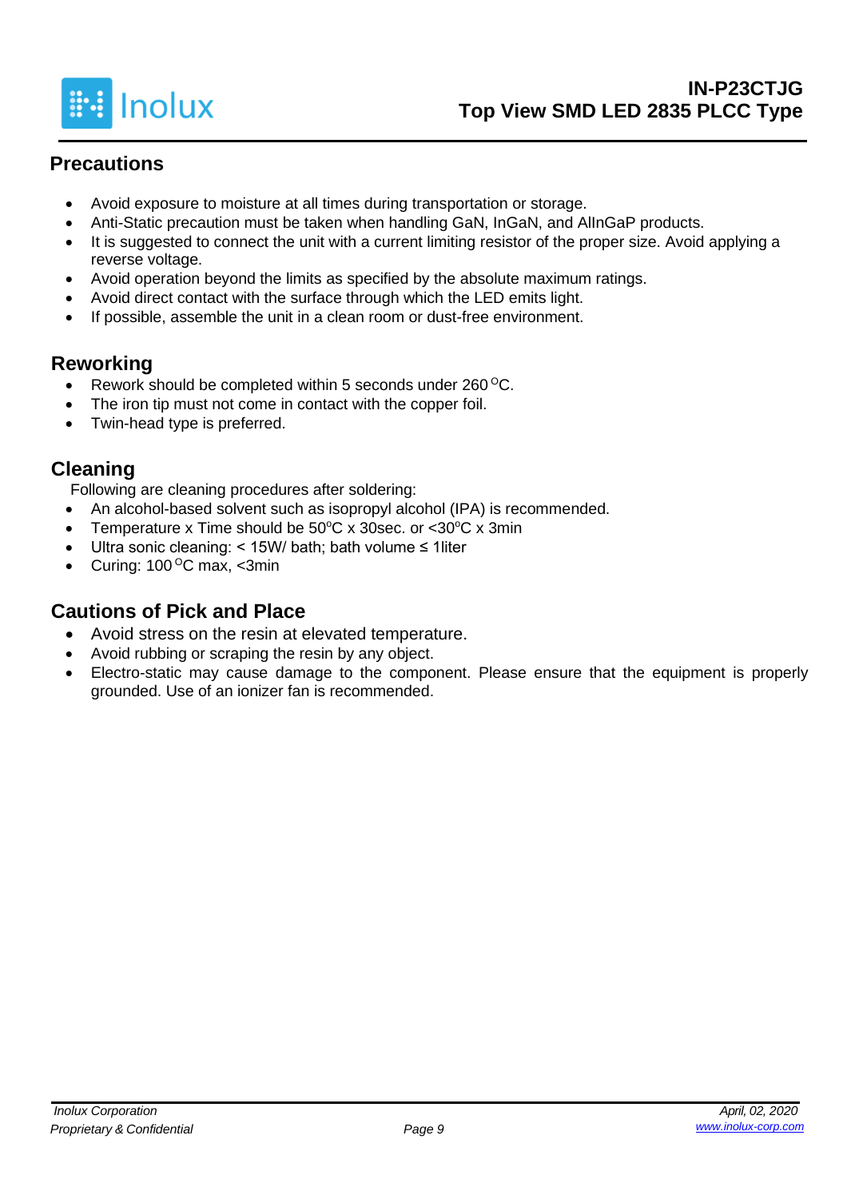## Precautions

- Avoid exposure to moisture at all times during transportation or storage.
- Anti-Static precaution must be taken when handling GaN, InGaN, and AlInGaP products.
- It is suggested to connect the unit with a current limiting resistor of the proper size. Avoid applying a reverse voltage.
- Avoid operation beyond the limits as specified by the absolute maximum ratings.
- Avoid direct contact with the surface through which the LED emits light.
- If possible, assemble the unit in a clean room or dust-free environment.

## Reworking

- Rework should be completed within 5 seconds under 260 $^{O}$C.
- The iron tip must not come in contact with the copper foil.
- Twin-head type is preferred.

## Cleaning

Following are cleaning procedures after soldering:

- An alcohol-based solvent such as isopropyl alcohol (IPA) is recommended.
- Temperature x Time should be 50$^{o}$C x 30sec. or <30$^{o}$C x 3min
- Ultra sonic cleaning: < 15W/ bath; bath volume ≤ 1liter
- Curing: 100 $^{O}$C max, <3min

## Cautions of Pick and Place

- Avoid stress on the resin at elevated temperature.
- Avoid rubbing or scraping the resin by any object.
- Electro-static may cause damage to the component. Please ensure that the equipment is properly grounded. Use of an ionizer fan is recommended.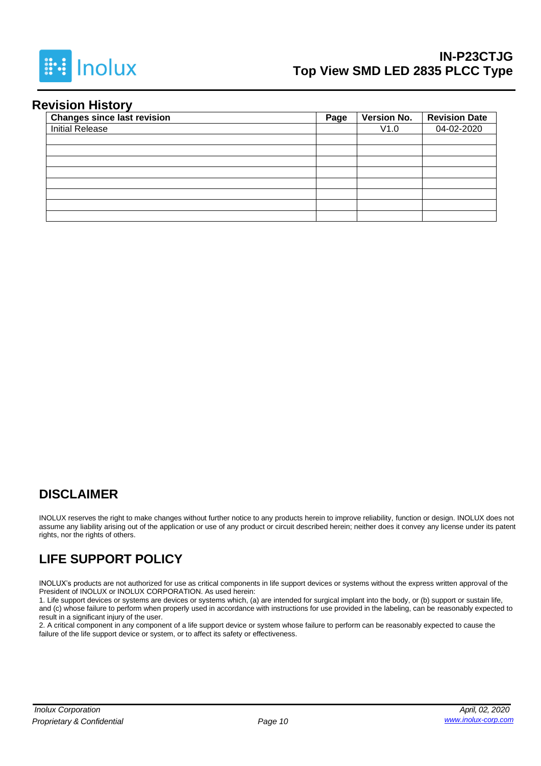## Revision History

| Changes since last revision | Page | Version No. | Revision Date |
|---|---|---|---|
| Initial Release | | V1.0 | 04-02-2020 |
| | | | |
| | | | |
| | | | |
| | | | |
| | | | |
| | | | |
| | | | |
| | | | |

## DISCLAIMER

INOLUX reserves the right to make changes without further notice to any products herein to improve reliability, function or design. INOLUX does not assume any liability arising out of the application or use of any product or circuit described herein; neither does it convey any license under its patent rights, nor the rights of others.

## LIFE SUPPORT POLICY

INOLUX's products are not authorized for use as critical components in life support devices or systems without the express written approval of the President of INOLUX or INOLUX CORPORATION. As used herein:

1. Life support devices or systems are devices or systems which, (a) are intended for surgical implant into the body, or (b) support or sustain life, and (c) whose failure to perform when properly used in accordance with instructions for use provided in the labeling, can be reasonably expected to result in a significant injury of the user.
2. A critical component in any component of a life support device or system whose failure to perform can be reasonably expected to cause the failure of the life support device or system, or to affect its safety or effectiveness.